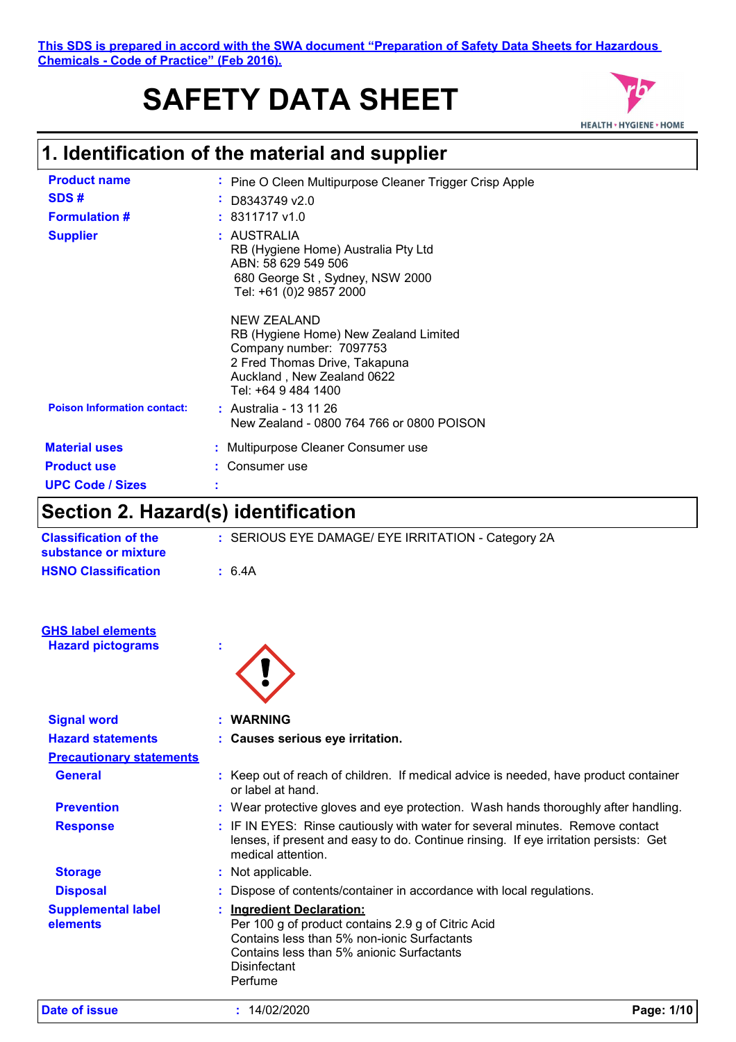This SDS is prepared in accord with the SWA document "Preparation of Safety Data Sheets for Hazardous Chemicals - Code of Practice" (Feb 2016).

# SAFETY DATA SHEET

HEALTH • HYGIENE • HOME

## 1. Identification of the material and supplier

**Product name** : Pine O Cleen Multipurpose Cleaner Trigger Crisp Apple

**SDS #** : D8343749 v2.0

**Formulation #** : 8311717 v1.0

**Supplier** : AUSTRALIA
RB (Hygiene Home) Australia Pty Ltd
ABN: 58 629 549 506
680 George St , Sydney, NSW 2000
Tel: +61 (0)2 9857 2000

NEW ZEALAND
RB (Hygiene Home) New Zealand Limited
Company number: 7097753
2 Fred Thomas Drive, Takapuna
Auckland , New Zealand 0622
Tel: +64 9 484 1400

**Poison Information contact:** : Australia - 13 11 26
New Zealand - 0800 764 766 or 0800 POISON

**Material uses** : Multipurpose Cleaner Consumer use

**Product use** : Consumer use

**UPC Code / Sizes** :

## Section 2. Hazard(s) identification

**Classification of the substance or mixture** : SERIOUS EYE DAMAGE/ EYE IRRITATION - Category 2A

**HSNO Classification** : 6.4A

**GHS label elements**

**Hazard pictograms** :

**Signal word** : **WARNING**

**Hazard statements** : **Causes serious eye irritation.**

**Precautionary statements**

**General** : Keep out of reach of children. If medical advice is needed, have product container or label at hand.

**Prevention** : Wear protective gloves and eye protection. Wash hands thoroughly after handling.

**Response** : IF IN EYES: Rinse cautiously with water for several minutes. Remove contact lenses, if present and easy to do. Continue rinsing. If eye irritation persists: Get medical attention.

**Storage** : Not applicable.

**Disposal** : Dispose of contents/container in accordance with local regulations.

**Supplemental label elements** : **Ingredient Declaration:**
Per 100 g of product contains 2.9 g of Citric Acid
Contains less than 5% non-ionic Surfactants
Contains less than 5% anionic Surfactants
Disinfectant
Perfume

**Date of issue** : 14/02/2020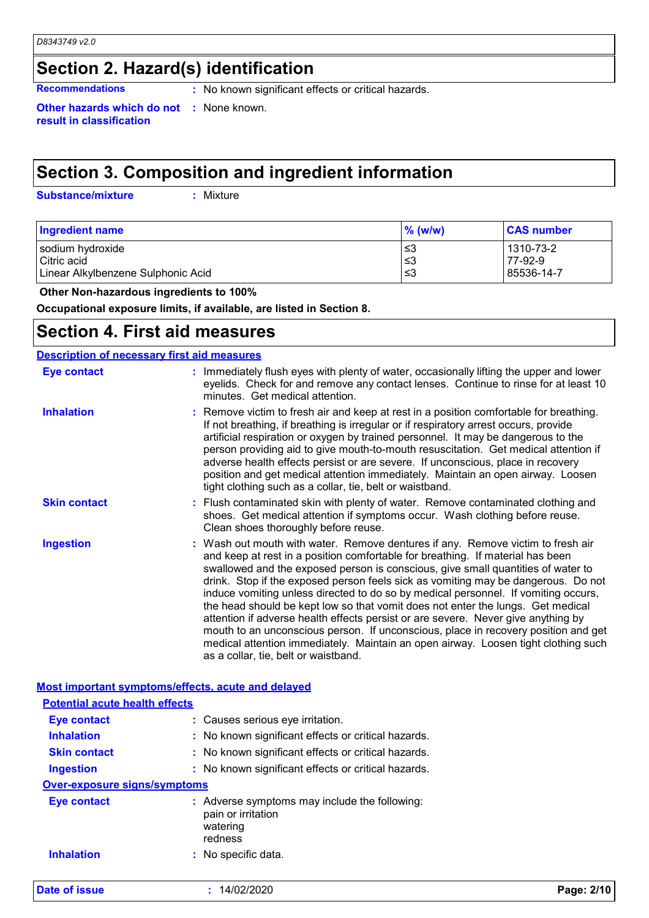## Section 2. Hazard(s) identification

**Recommendations** : No known significant effects or critical hazards.

**Other hazards which do not result in classification** : None known.

## Section 3. Composition and ingredient information

**Substance/mixture** : Mixture

| Ingredient name | % (w/w) | CAS number |
|---|---|---|
| sodium hydroxide | ≤3 | 1310-73-2 |
| Citric acid | ≤3 | 77-92-9 |
| Linear Alkylbenzene Sulphonic Acid | ≤3 | 85536-14-7 |

**Other Non-hazardous ingredients to 100%**

**Occupational exposure limits, if available, are listed in Section 8.**

## Section 4. First aid measures

### Description of necessary first aid measures

**Eye contact** : Immediately flush eyes with plenty of water, occasionally lifting the upper and lower eyelids. Check for and remove any contact lenses. Continue to rinse for at least 10 minutes. Get medical attention.

**Inhalation** : Remove victim to fresh air and keep at rest in a position comfortable for breathing. If not breathing, if breathing is irregular or if respiratory arrest occurs, provide artificial respiration or oxygen by trained personnel. It may be dangerous to the person providing aid to give mouth-to-mouth resuscitation. Get medical attention if adverse health effects persist or are severe. If unconscious, place in recovery position and get medical attention immediately. Maintain an open airway. Loosen tight clothing such as a collar, tie, belt or waistband.

**Skin contact** : Flush contaminated skin with plenty of water. Remove contaminated clothing and shoes. Get medical attention if symptoms occur. Wash clothing before reuse. Clean shoes thoroughly before reuse.

**Ingestion** : Wash out mouth with water. Remove dentures if any. Remove victim to fresh air and keep at rest in a position comfortable for breathing. If material has been swallowed and the exposed person is conscious, give small quantities of water to drink. Stop if the exposed person feels sick as vomiting may be dangerous. Do not induce vomiting unless directed to do so by medical personnel. If vomiting occurs, the head should be kept low so that vomit does not enter the lungs. Get medical attention if adverse health effects persist or are severe. Never give anything by mouth to an unconscious person. If unconscious, place in recovery position and get medical attention immediately. Maintain an open airway. Loosen tight clothing such as a collar, tie, belt or waistband.

### Most important symptoms/effects, acute and delayed

#### Potential acute health effects

**Eye contact** : Causes serious eye irritation.

**Inhalation** : No known significant effects or critical hazards.

**Skin contact** : No known significant effects or critical hazards.

**Ingestion** : No known significant effects or critical hazards.

#### Over-exposure signs/symptoms

**Eye contact** : Adverse symptoms may include the following:
pain or irritation
watering
redness

**Inhalation** : No specific data.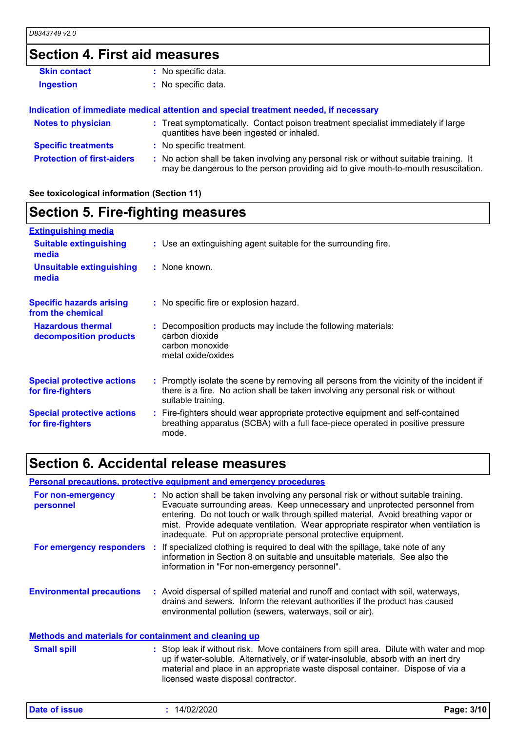## Section 4. First aid measures

| | |
|---|---|
| **Skin contact** | No specific data. |
| **Ingestion** | No specific data. |

**Indication of immediate medical attention and special treatment needed, if necessary**

| | |
|---|---|
| **Notes to physician** | Treat symptomatically. Contact poison treatment specialist immediately if large quantities have been ingested or inhaled. |
| **Specific treatments** | No specific treatment. |
| **Protection of first-aiders** | No action shall be taken involving any personal risk or without suitable training. It may be dangerous to the person providing aid to give mouth-to-mouth resuscitation. |

**See toxicological information (Section 11)**

## Section 5. Fire-fighting measures

**Extinguishing media**

| | |
|---|---|
| **Suitable extinguishing media** | Use an extinguishing agent suitable for the surrounding fire. |
| **Unsuitable extinguishing media** | None known. |
| **Specific hazards arising from the chemical** | No specific fire or explosion hazard. |
| **Hazardous thermal decomposition products** | Decomposition products may include the following materials: carbon dioxide, carbon monoxide, metal oxide/oxides |
| **Special protective actions for fire-fighters** | Promptly isolate the scene by removing all persons from the vicinity of the incident if there is a fire. No action shall be taken involving any personal risk or without suitable training. |
| **Special protective actions for fire-fighters** | Fire-fighters should wear appropriate protective equipment and self-contained breathing apparatus (SCBA) with a full face-piece operated in positive pressure mode. |

## Section 6. Accidental release measures

**Personal precautions, protective equipment and emergency procedures**

| | |
|---|---|
| **For non-emergency personnel** | No action shall be taken involving any personal risk or without suitable training. Evacuate surrounding areas. Keep unnecessary and unprotected personnel from entering. Do not touch or walk through spilled material. Avoid breathing vapor or mist. Provide adequate ventilation. Wear appropriate respirator when ventilation is inadequate. Put on appropriate personal protective equipment. |
| **For emergency responders** | If specialized clothing is required to deal with the spillage, take note of any information in Section 8 on suitable and unsuitable materials. See also the information in "For non-emergency personnel". |
| **Environmental precautions** | Avoid dispersal of spilled material and runoff and contact with soil, waterways, drains and sewers. Inform the relevant authorities if the product has caused environmental pollution (sewers, waterways, soil or air). |

**Methods and materials for containment and cleaning up**

| | |
|---|---|
| **Small spill** | Stop leak if without risk. Move containers from spill area. Dilute with water and mop up if water-soluble. Alternatively, or if water-insoluble, absorb with an inert dry material and place in an appropriate waste disposal container. Dispose of via a licensed waste disposal contractor. |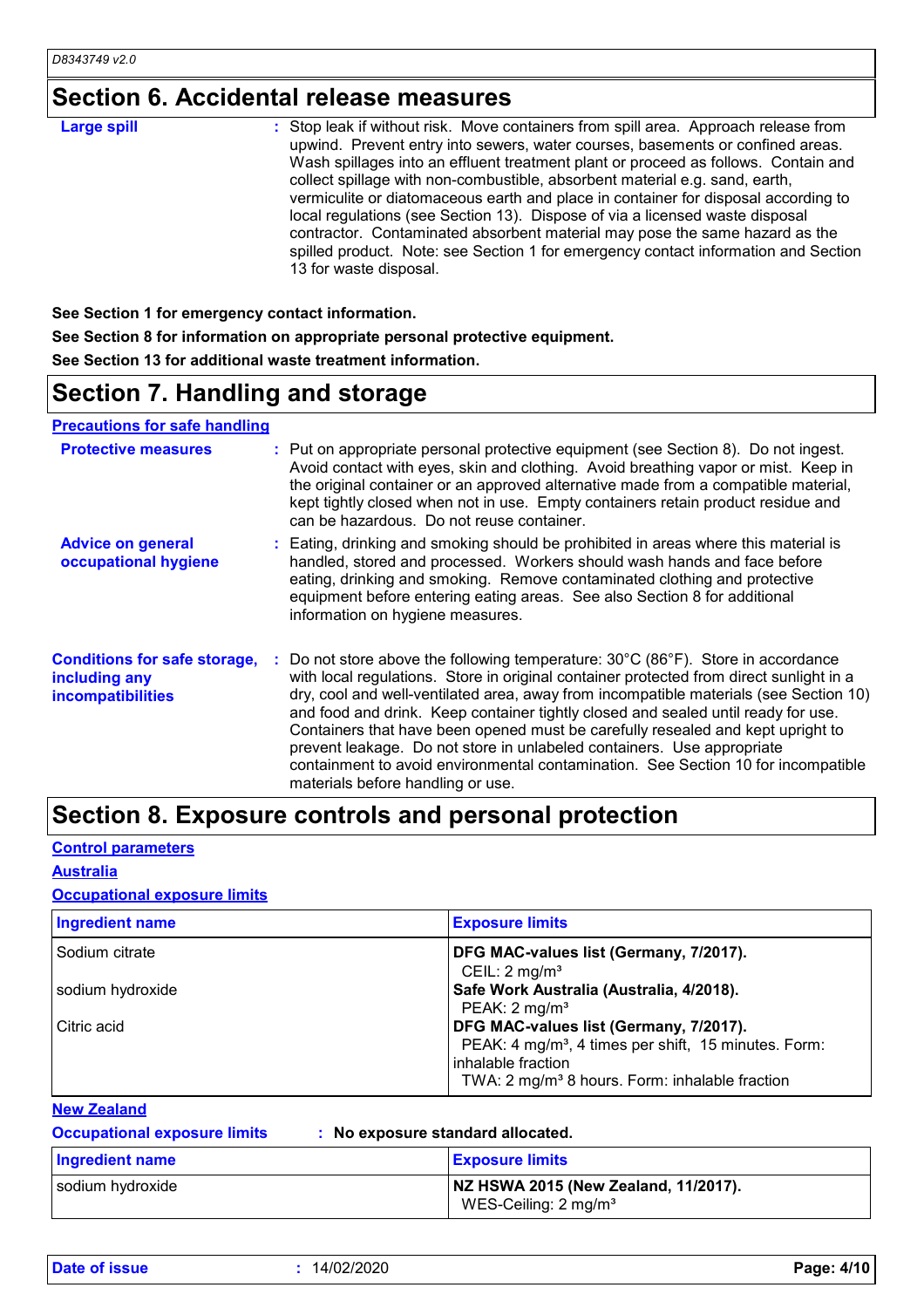## Section 6. Accidental release measures

**Large spill** : Stop leak if without risk. Move containers from spill area. Approach release from upwind. Prevent entry into sewers, water courses, basements or confined areas. Wash spillages into an effluent treatment plant or proceed as follows. Contain and collect spillage with non-combustible, absorbent material e.g. sand, earth, vermiculite or diatomaceous earth and place in container for disposal according to local regulations (see Section 13). Dispose of via a licensed waste disposal contractor. Contaminated absorbent material may pose the same hazard as the spilled product. Note: see Section 1 for emergency contact information and Section 13 for waste disposal.

**See Section 1 for emergency contact information.**

**See Section 8 for information on appropriate personal protective equipment.**

**See Section 13 for additional waste treatment information.**

## Section 7. Handling and storage

**Precautions for safe handling**

**Protective measures** : Put on appropriate personal protective equipment (see Section 8). Do not ingest. Avoid contact with eyes, skin and clothing. Avoid breathing vapor or mist. Keep in the original container or an approved alternative made from a compatible material, kept tightly closed when not in use. Empty containers retain product residue and can be hazardous. Do not reuse container.

**Advice on general occupational hygiene** : Eating, drinking and smoking should be prohibited in areas where this material is handled, stored and processed. Workers should wash hands and face before eating, drinking and smoking. Remove contaminated clothing and protective equipment before entering eating areas. See also Section 8 for additional information on hygiene measures.

**Conditions for safe storage, including any incompatibilities** : Do not store above the following temperature: 30°C (86°F). Store in accordance with local regulations. Store in original container protected from direct sunlight in a dry, cool and well-ventilated area, away from incompatible materials (see Section 10) and food and drink. Keep container tightly closed and sealed until ready for use. Containers that have been opened must be carefully resealed and kept upright to prevent leakage. Do not store in unlabeled containers. Use appropriate containment to avoid environmental contamination. See Section 10 for incompatible materials before handling or use.

## Section 8. Exposure controls and personal protection

**Control parameters**

**Australia**

**Occupational exposure limits**

| Ingredient name | Exposure limits |
|---|---|
| Sodium citrate | **DFG MAC-values list (Germany, 7/2017).** CEIL: 2 mg/m³ |
| sodium hydroxide | **Safe Work Australia (Australia, 4/2018).** PEAK: 2 mg/m³ |
| Citric acid | **DFG MAC-values list (Germany, 7/2017).** PEAK: 4 mg/m³, 4 times per shift, 15 minutes. Form: inhalable fraction TWA: 2 mg/m³ 8 hours. Form: inhalable fraction |

**New Zealand**

**Occupational exposure limits** : **No exposure standard allocated.**

| Ingredient name | Exposure limits |
|---|---|
| sodium hydroxide | **NZ HSWA 2015 (New Zealand, 11/2017).** WES-Ceiling: 2 mg/m³ |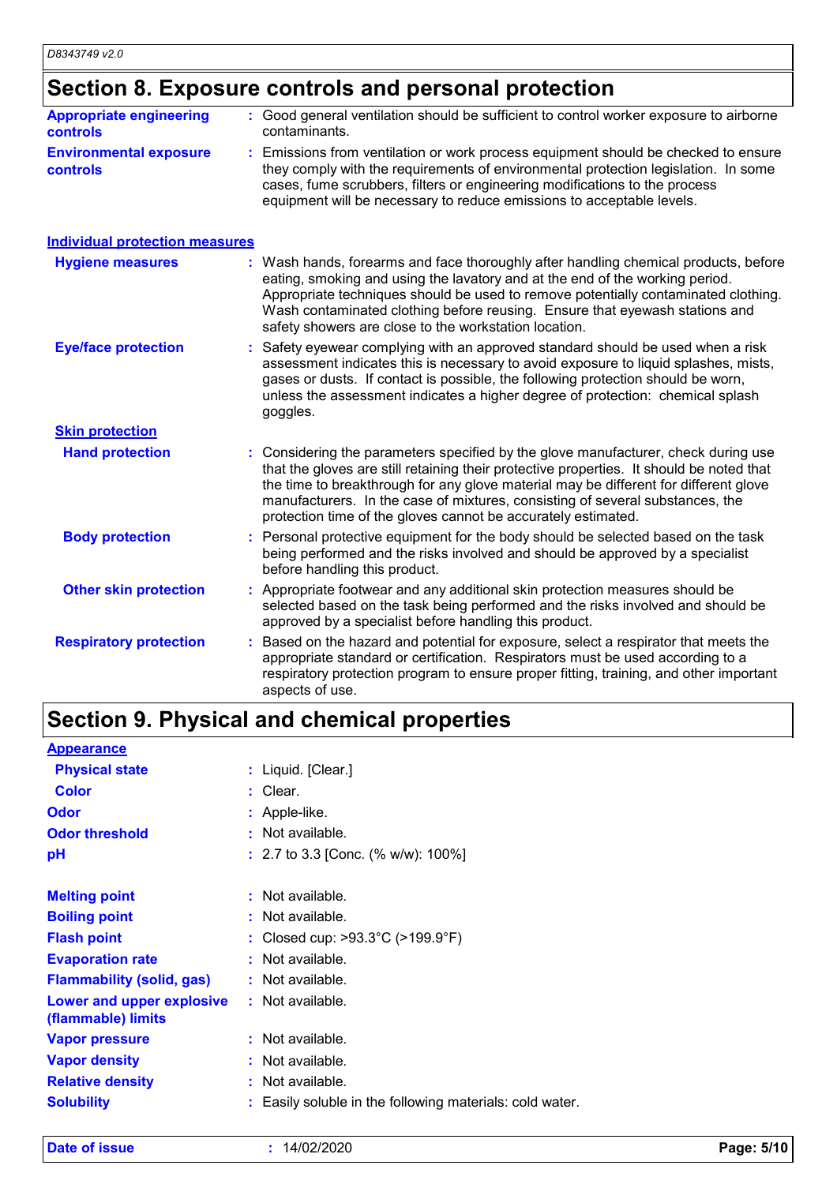## Section 8. Exposure controls and personal protection

**Appropriate engineering controls** : Good general ventilation should be sufficient to control worker exposure to airborne contaminants.

**Environmental exposure controls** : Emissions from ventilation or work process equipment should be checked to ensure they comply with the requirements of environmental protection legislation. In some cases, fume scrubbers, filters or engineering modifications to the process equipment will be necessary to reduce emissions to acceptable levels.

### Individual protection measures

**Hygiene measures** : Wash hands, forearms and face thoroughly after handling chemical products, before eating, smoking and using the lavatory and at the end of the working period. Appropriate techniques should be used to remove potentially contaminated clothing. Wash contaminated clothing before reusing. Ensure that eyewash stations and safety showers are close to the workstation location.

**Eye/face protection** : Safety eyewear complying with an approved standard should be used when a risk assessment indicates this is necessary to avoid exposure to liquid splashes, mists, gases or dusts. If contact is possible, the following protection should be worn, unless the assessment indicates a higher degree of protection: chemical splash goggles.

**Skin protection**

**Hand protection** : Considering the parameters specified by the glove manufacturer, check during use that the gloves are still retaining their protective properties. It should be noted that the time to breakthrough for any glove material may be different for different glove manufacturers. In the case of mixtures, consisting of several substances, the protection time of the gloves cannot be accurately estimated.

**Body protection** : Personal protective equipment for the body should be selected based on the task being performed and the risks involved and should be approved by a specialist before handling this product.

**Other skin protection** : Appropriate footwear and any additional skin protection measures should be selected based on the task being performed and the risks involved and should be approved by a specialist before handling this product.

**Respiratory protection** : Based on the hazard and potential for exposure, select a respirator that meets the appropriate standard or certification. Respirators must be used according to a respiratory protection program to ensure proper fitting, training, and other important aspects of use.

## Section 9. Physical and chemical properties

**Appearance**

**Physical state** : Liquid. [Clear.]

**Color** : Clear.

**Odor** : Apple-like.

**Odor threshold** : Not available.

**pH** : 2.7 to 3.3 [Conc. (% w/w): 100%]

**Melting point** : Not available.

**Boiling point** : Not available.

**Flash point** : Closed cup: >93.3°C (>199.9°F)

**Evaporation rate** : Not available.

**Flammability (solid, gas)** : Not available.

**Lower and upper explosive (flammable) limits** : Not available.

**Vapor pressure** : Not available.

**Vapor density** : Not available.

**Relative density** : Not available.

**Solubility** : Easily soluble in the following materials: cold water.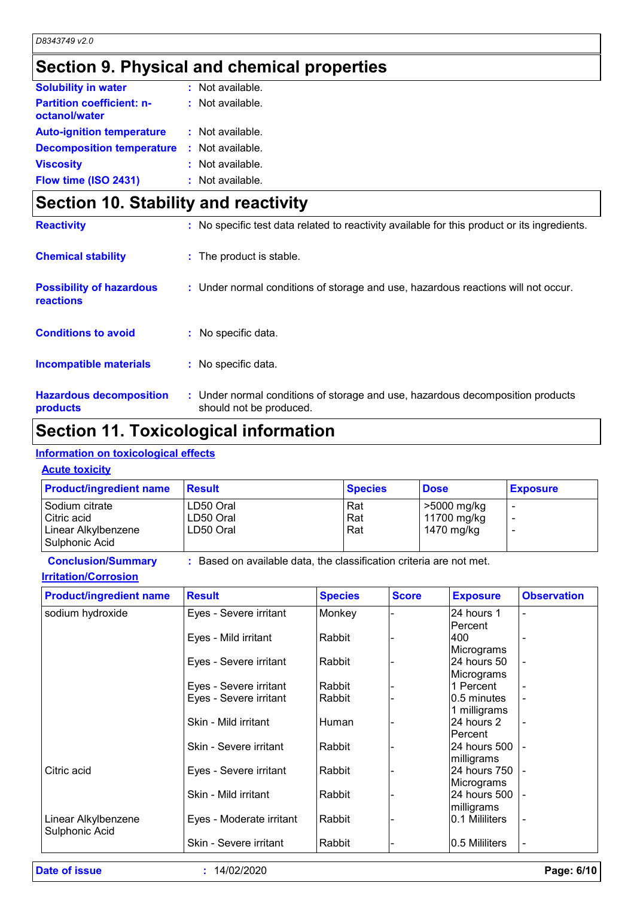## Section 9. Physical and chemical properties

**Solubility in water** : Not available.

**Partition coefficient: n-octanol/water** : Not available.

**Auto-ignition temperature** : Not available.

**Decomposition temperature** : Not available.

**Viscosity** : Not available.

**Flow time (ISO 2431)** : Not available.

## Section 10. Stability and reactivity

**Reactivity** : No specific test data related to reactivity available for this product or its ingredients.

**Chemical stability** : The product is stable.

**Possibility of hazardous reactions** : Under normal conditions of storage and use, hazardous reactions will not occur.

**Conditions to avoid** : No specific data.

**Incompatible materials** : No specific data.

**Hazardous decomposition products** : Under normal conditions of storage and use, hazardous decomposition products should not be produced.

## Section 11. Toxicological information

### Information on toxicological effects

#### Acute toxicity

| Product/ingredient name | Result | Species | Dose | Exposure |
|---|---|---|---|---|
| Sodium citrate | LD50 Oral | Rat | >5000 mg/kg | - |
| Citric acid | LD50 Oral | Rat | 11700 mg/kg | - |
| Linear Alkylbenzene Sulphonic Acid | LD50 Oral | Rat | 1470 mg/kg | - |

**Conclusion/Summary** : Based on available data, the classification criteria are not met.

#### Irritation/Corrosion

| Product/ingredient name | Result | Species | Score | Exposure | Observation |
|---|---|---|---|---|---|
| sodium hydroxide | Eyes - Severe irritant | Monkey | - | 24 hours 1 Percent | - |
| | Eyes - Mild irritant | Rabbit | - | 400 Micrograms | - |
| | Eyes - Severe irritant | Rabbit | - | 24 hours 50 Micrograms | - |
| | Eyes - Severe irritant | Rabbit | - | 1 Percent | - |
| | Eyes - Severe irritant | Rabbit | - | 0.5 minutes 1 milligrams | - |
| | Skin - Mild irritant | Human | - | 24 hours 2 Percent | - |
| | Skin - Severe irritant | Rabbit | - | 24 hours 500 milligrams | - |
| Citric acid | Eyes - Severe irritant | Rabbit | - | 24 hours 750 Micrograms | - |
| | Skin - Mild irritant | Rabbit | - | 24 hours 500 milligrams | - |
| Linear Alkylbenzene Sulphonic Acid | Eyes - Moderate irritant | Rabbit | - | 0.1 Mililiters | - |
| | Skin - Severe irritant | Rabbit | - | 0.5 Mililiters | - |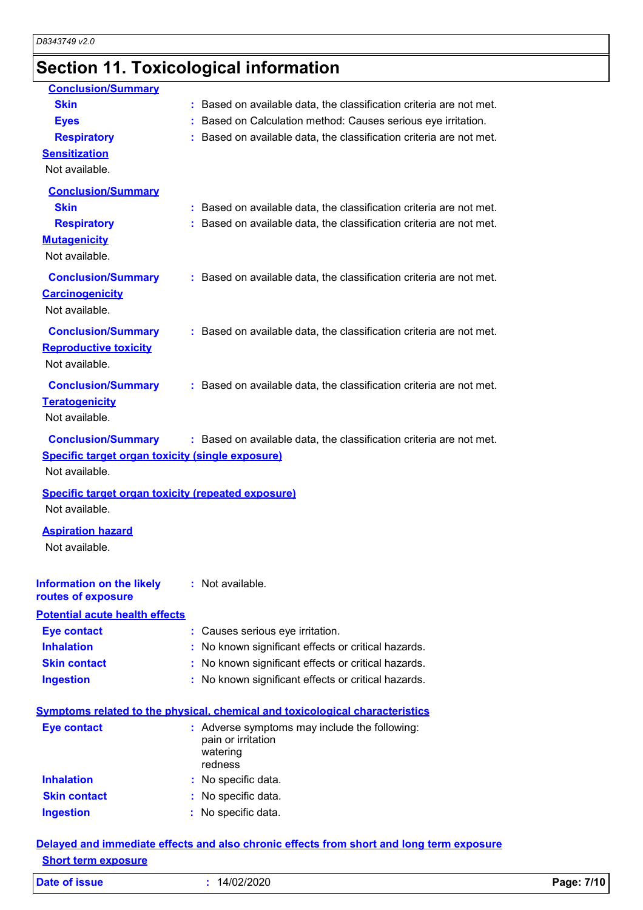## Section 11. Toxicological information

**Conclusion/Summary**

**Skin** : Based on available data, the classification criteria are not met.

**Eyes** : Based on Calculation method: Causes serious eye irritation.

**Respiratory** : Based on available data, the classification criteria are not met.

**Sensitization**

Not available.

**Conclusion/Summary**

**Skin** : Based on available data, the classification criteria are not met.

**Respiratory** : Based on available data, the classification criteria are not met.

**Mutagenicity**

Not available.

**Conclusion/Summary** : Based on available data, the classification criteria are not met.

**Carcinogenicity**

Not available.

**Conclusion/Summary** : Based on available data, the classification criteria are not met.

**Reproductive toxicity**

Not available.

**Conclusion/Summary** : Based on available data, the classification criteria are not met.

**Teratogenicity**

Not available.

**Conclusion/Summary** : Based on available data, the classification criteria are not met.

**Specific target organ toxicity (single exposure)**

Not available.

**Specific target organ toxicity (repeated exposure)**

Not available.

**Aspiration hazard**

Not available.

**Information on the likely routes of exposure** : Not available.

**Potential acute health effects**

**Eye contact** : Causes serious eye irritation.

**Inhalation** : No known significant effects or critical hazards.

**Skin contact** : No known significant effects or critical hazards.

**Ingestion** : No known significant effects or critical hazards.

**Symptoms related to the physical, chemical and toxicological characteristics**

**Eye contact** : Adverse symptoms may include the following:
pain or irritation
watering
redness

**Inhalation** : No specific data.

**Skin contact** : No specific data.

**Ingestion** : No specific data.

**Delayed and immediate effects and also chronic effects from short and long term exposure**

**Short term exposure**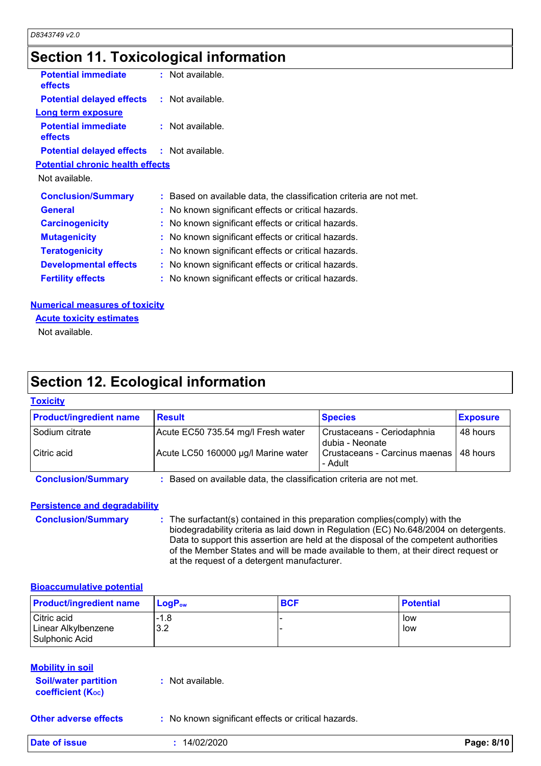## Section 11. Toxicological information

**Potential immediate effects** : Not available.

**Potential delayed effects** : Not available.

**Long term exposure**

**Potential immediate effects** : Not available.

**Potential delayed effects** : Not available.

**Potential chronic health effects**

Not available.

**Conclusion/Summary** : Based on available data, the classification criteria are not met.

**General** : No known significant effects or critical hazards.

**Carcinogenicity** : No known significant effects or critical hazards.

**Mutagenicity** : No known significant effects or critical hazards.

**Teratogenicity** : No known significant effects or critical hazards.

**Developmental effects** : No known significant effects or critical hazards.

**Fertility effects** : No known significant effects or critical hazards.

**Numerical measures of toxicity**

**Acute toxicity estimates**

Not available.

## Section 12. Ecological information

**Toxicity**

| Product/ingredient name | Result | Species | Exposure |
|---|---|---|---|
| Sodium citrate | Acute EC50 735.54 mg/l Fresh water | Crustaceans - Ceriodaphnia dubia - Neonate | 48 hours |
| Citric acid | Acute LC50 160000 µg/l Marine water | Crustaceans - Carcinus maenas - Adult | 48 hours |

**Conclusion/Summary** : Based on available data, the classification criteria are not met.

**Persistence and degradability**

**Conclusion/Summary** : The surfactant(s) contained in this preparation complies(comply) with the biodegradability criteria as laid down in Regulation (EC) No.648/2004 on detergents. Data to support this assertion are held at the disposal of the competent authorities of the Member States and will be made available to them, at their direct request or at the request of a detergent manufacturer.

**Bioaccumulative potential**

| Product/ingredient name | $LogP_{ow}$ | BCF | Potential |
|---|---|---|---|
| Citric acid | -1.8 | - | low |
| Linear Alkylbenzene Sulphonic Acid | 3.2 | - | low |

**Mobility in soil**

**Soil/water partition coefficient ($K_{OC}$)** : Not available.

**Other adverse effects** : No known significant effects or critical hazards.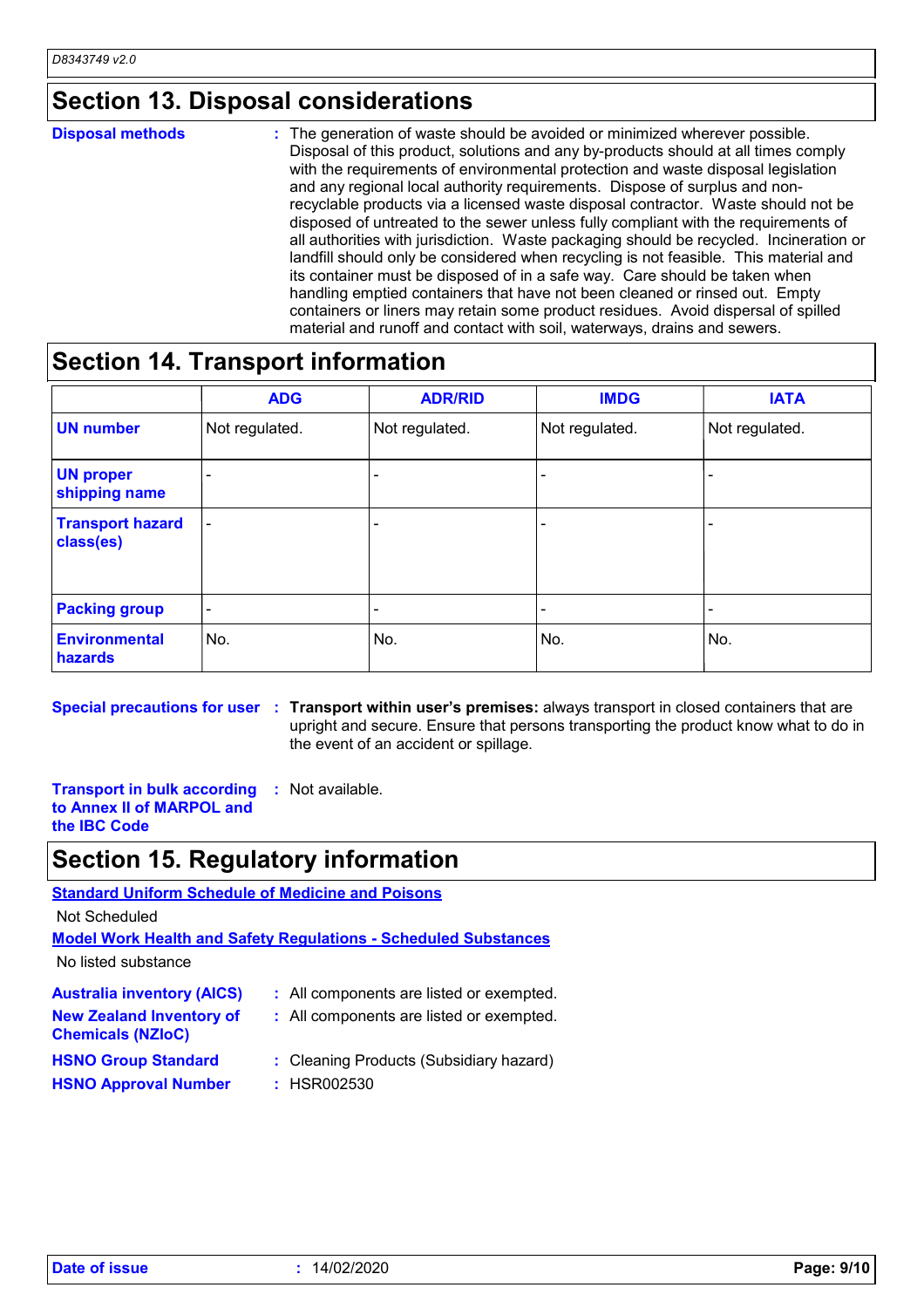## Section 13. Disposal considerations

**Disposal methods** : The generation of waste should be avoided or minimized wherever possible. Disposal of this product, solutions and any by-products should at all times comply with the requirements of environmental protection and waste disposal legislation and any regional local authority requirements. Dispose of surplus and non-recyclable products via a licensed waste disposal contractor. Waste should not be disposed of untreated to the sewer unless fully compliant with the requirements of all authorities with jurisdiction. Waste packaging should be recycled. Incineration or landfill should only be considered when recycling is not feasible. This material and its container must be disposed of in a safe way. Care should be taken when handling emptied containers that have not been cleaned or rinsed out. Empty containers or liners may retain some product residues. Avoid dispersal of spilled material and runoff and contact with soil, waterways, drains and sewers.

## Section 14. Transport information

| | ADG | ADR/RID | IMDG | IATA |
|---|---|---|---|---|
| **UN number** | Not regulated. | Not regulated. | Not regulated. | Not regulated. |
| **UN proper shipping name** | - | - | - | - |
| **Transport hazard class(es)** | - | - | - | - |
| **Packing group** | - | - | - | - |
| **Environmental hazards** | No. | No. | No. | No. |

**Special precautions for user** : **Transport within user's premises:** always transport in closed containers that are upright and secure. Ensure that persons transporting the product know what to do in the event of an accident or spillage.

**Transport in bulk according to Annex II of MARPOL and the IBC Code** : Not available.

## Section 15. Regulatory information

**Standard Uniform Schedule of Medicine and Poisons**

Not Scheduled

**Model Work Health and Safety Regulations - Scheduled Substances**

No listed substance

**Australia inventory (AICS)** : All components are listed or exempted.

**New Zealand Inventory of Chemicals (NZIoC)** : All components are listed or exempted.

**HSNO Group Standard** : Cleaning Products (Subsidiary hazard)

**HSNO Approval Number** : HSR002530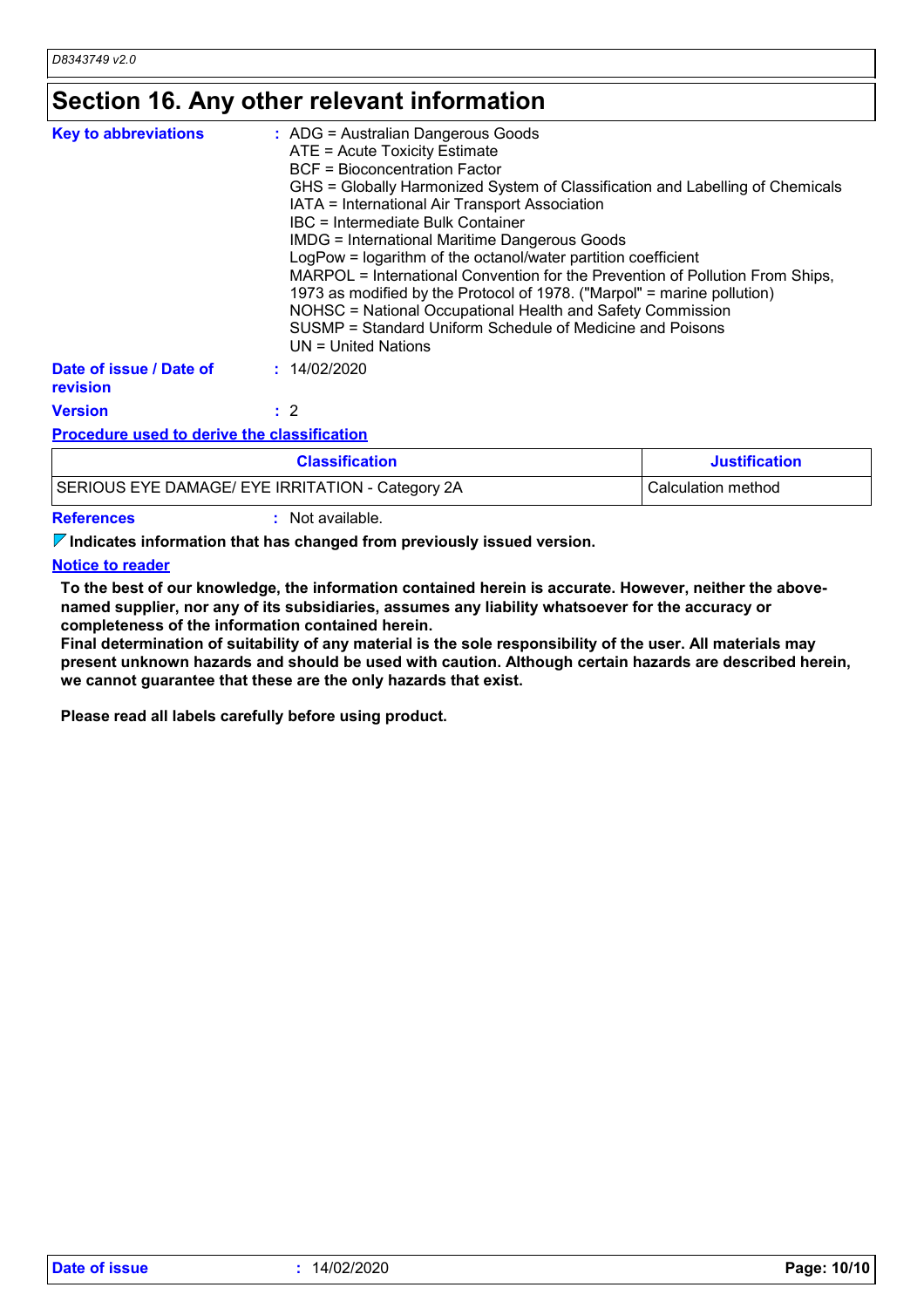# Section 16. Any other relevant information

**Key to abbreviations** : ADG = Australian Dangerous Goods
ATE = Acute Toxicity Estimate
BCF = Bioconcentration Factor
GHS = Globally Harmonized System of Classification and Labelling of Chemicals
IATA = International Air Transport Association
IBC = Intermediate Bulk Container
IMDG = International Maritime Dangerous Goods
LogPow = logarithm of the octanol/water partition coefficient
MARPOL = International Convention for the Prevention of Pollution From Ships, 1973 as modified by the Protocol of 1978. ("Marpol" = marine pollution)
NOHSC = National Occupational Health and Safety Commission
SUSMP = Standard Uniform Schedule of Medicine and Poisons
UN = United Nations

**Date of issue / Date of revision** : 14/02/2020

**Version** : 2

**Procedure used to derive the classification**

| Classification | Justification |
|---|---|
| SERIOUS EYE DAMAGE/ EYE IRRITATION - Category 2A | Calculation method |

**References** : Not available.

**Indicates information that has changed from previously issued version.**

**Notice to reader**

**To the best of our knowledge, the information contained herein is accurate. However, neither the above-named supplier, nor any of its subsidiaries, assumes any liability whatsoever for the accuracy or completeness of the information contained herein.**
**Final determination of suitability of any material is the sole responsibility of the user. All materials may present unknown hazards and should be used with caution. Although certain hazards are described herein, we cannot guarantee that these are the only hazards that exist.**

**Please read all labels carefully before using product.**